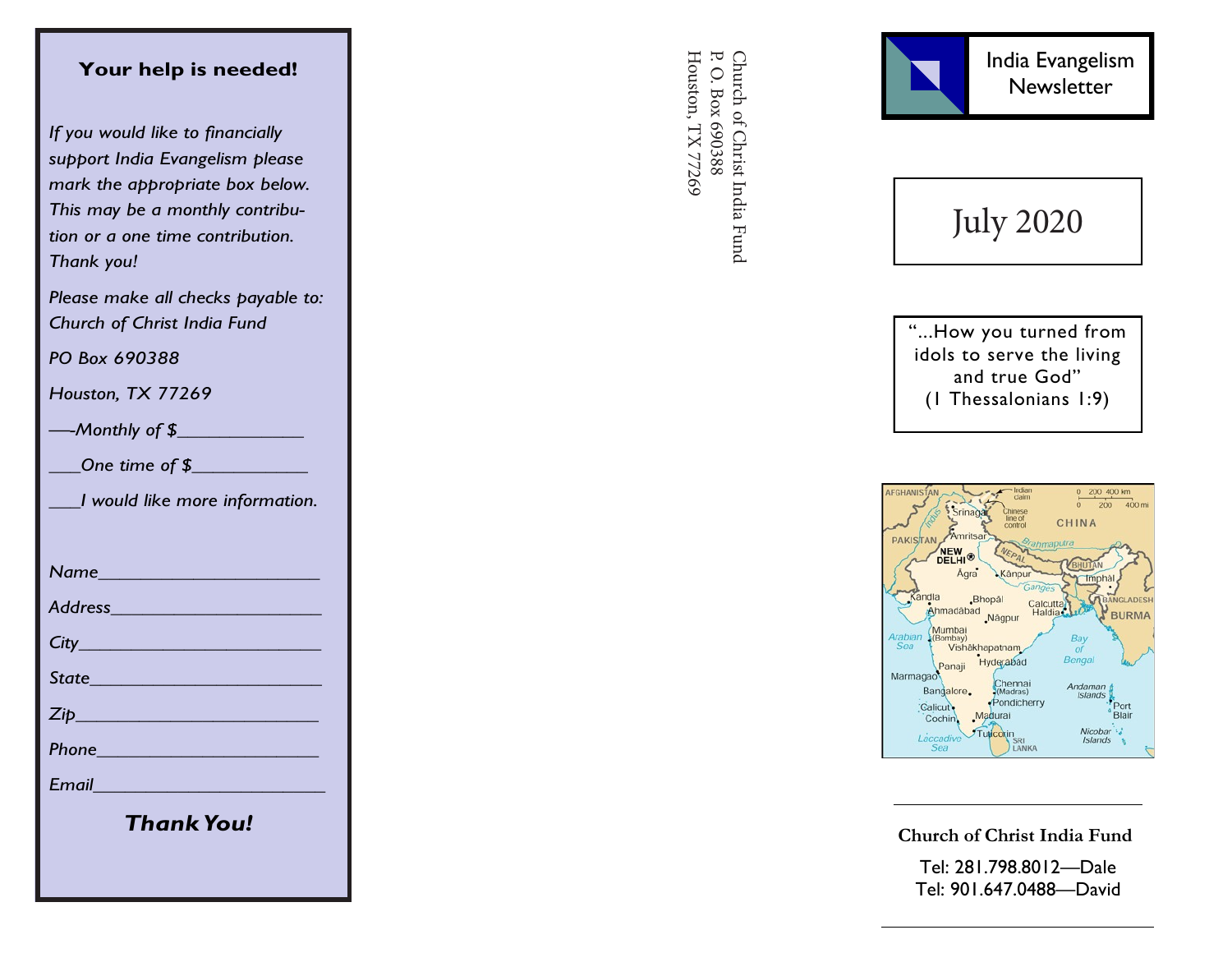**Your help is needed!**

*If you would like to financially support India Evangelism please mark the appropriate box below. This may be a monthly contribution or a one time contribution. Thank you!*

*Please make all checks payable to: Church of Christ India Fund*

*PO Box 690388*

*Houston, TX 77269*

*___Monthly of $____________*

*___One time of $____________*

*___I would like more information.*

*Name______________________*

*Address_____________________*

*City________________________*

*State_______________________*

*Zip_________________________*

*Phone______________________*

*Email_______________________*

***Thank You!***

Church of Christ India Fund
P. O. Box 690388
Houston, TX 77269

# India Evangelism Newsletter

## July 2020

"...How you turned from idols to serve the living and true God"
(1 Thessalonians 1:9)

---

**Church of Christ India Fund**

Tel: 281.798.8012—Dale
Tel: 901.647.0488—David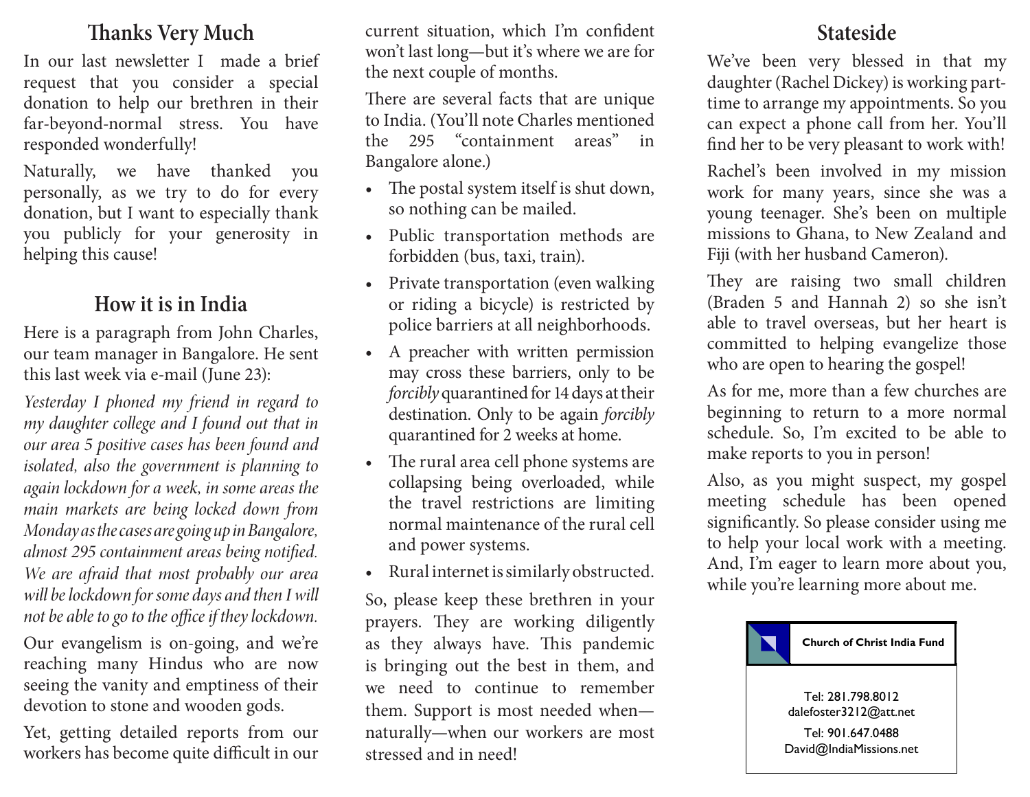## Thanks Very Much

In our last newsletter I made a brief request that you consider a special donation to help our brethren in their far-beyond-normal stress. You have responded wonderfully!

Naturally, we have thanked you personally, as we try to do for every donation, but I want to especially thank you publicly for your generosity in helping this cause!

## How it is in India

Here is a paragraph from John Charles, our team manager in Bangalore. He sent this last week via e-mail (June 23):

*Yesterday I phoned my friend in regard to my daughter college and I found out that in our area 5 positive cases has been found and isolated, also the government is planning to again lockdown for a week, in some areas the main markets are being locked down from Monday as the cases are going up in Bangalore, almost 295 containment areas being notified. We are afraid that most probably our area will be lockdown for some days and then I will not be able to go to the office if they lockdown.*

Our evangelism is on-going, and we're reaching many Hindus who are now seeing the vanity and emptiness of their devotion to stone and wooden gods.

Yet, getting detailed reports from our workers has become quite difficult in our current situation, which I'm confident won't last long—but it's where we are for the next couple of months.

There are several facts that are unique to India. (You'll note Charles mentioned the 295 "containment areas" in Bangalore alone.)

- The postal system itself is shut down, so nothing can be mailed.
- Public transportation methods are forbidden (bus, taxi, train).
- Private transportation (even walking or riding a bicycle) is restricted by police barriers at all neighborhoods.
- A preacher with written permission may cross these barriers, only to be *forcibly* quarantined for 14 days at their destination. Only to be again *forcibly* quarantined for 2 weeks at home.
- The rural area cell phone systems are collapsing being overloaded, while the travel restrictions are limiting normal maintenance of the rural cell and power systems.
- Rural internet is similarly obstructed.

So, please keep these brethren in your prayers. They are working diligently as they always have. This pandemic is bringing out the best in them, and we need to continue to remember them. Support is most needed when—naturally—when our workers are most stressed and in need!

## Stateside

We've been very blessed in that my daughter (Rachel Dickey) is working part-time to arrange my appointments. So you can expect a phone call from her. You'll find her to be very pleasant to work with!

Rachel's been involved in my mission work for many years, since she was a young teenager. She's been on multiple missions to Ghana, to New Zealand and Fiji (with her husband Cameron).

They are raising two small children (Braden 5 and Hannah 2) so she isn't able to travel overseas, but her heart is committed to helping evangelize those who are open to hearing the gospel!

As for me, more than a few churches are beginning to return to a more normal schedule. So, I'm excited to be able to make reports to you in person!

Also, as you might suspect, my gospel meeting schedule has been opened significantly. So please consider using me to help your local work with a meeting. And, I'm eager to learn more about you, while you're learning more about me.

**Church of Christ India Fund**

Tel: 281.798.8012
dalefoster3212@att.net

Tel: 901.647.0488
David@IndiaMissions.net